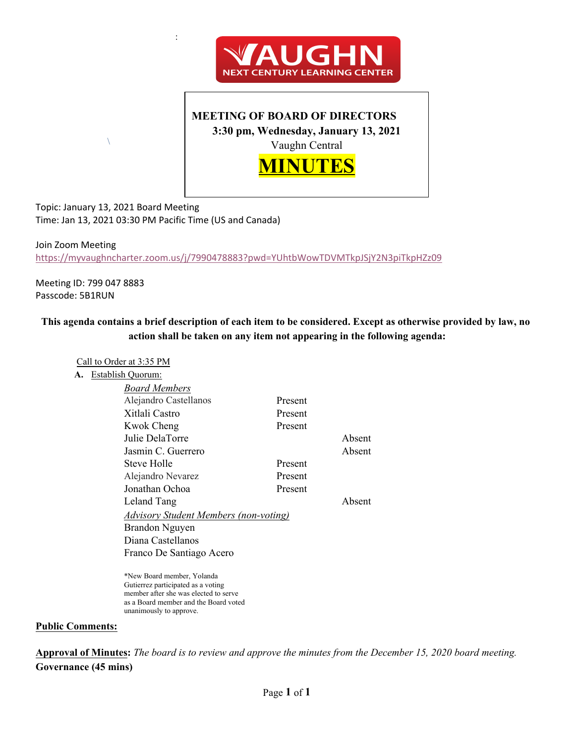**MEETING OF BOARD OF DIRECTORS**
**3:30 pm, Wednesday, January 13, 2021**
Vaughn Central

# MINUTES

Topic: January 13, 2021 Board Meeting
Time: Jan 13, 2021 03:30 PM Pacific Time (US and Canada)

Join Zoom Meeting
https://myvaughncharter.zoom.us/j/7990478883?pwd=YUhtbWowTDVMTkpJSjY2N3piTkpHZz09

Meeting ID: 799 047 8883
Passcode: 5B1RUN

**This agenda contains a brief description of each item to be considered. Except as otherwise provided by law, no action shall be taken on any item not appearing in the following agenda:**

Call to Order at 3:35 PM

**A.** Establish Quorum:

| *Board Members* | | |
|---|---|---|
| Alejandro Castellanos | Present | |
| Xitlali Castro | Present | |
| Kwok Cheng | Present | |
| Julie DelaTorre | | Absent |
| Jasmin C. Guerrero | | Absent |
| Steve Holle | Present | |
| Alejandro Nevarez | Present | |
| Jonathan Ochoa | Present | |
| Leland Tang | | Absent |

*Advisory Student Members (non-voting)*
Brandon Nguyen
Diana Castellanos
Franco De Santiago Acero

*New Board member, Yolanda Gutierrez participated as a voting member after she was elected to serve as a Board member and the Board voted unanimously to approve.

**Public Comments:**

**Approval of Minutes:** *The board is to review and approve the minutes from the December 15, 2020 board meeting.*

**Governance (45 mins)**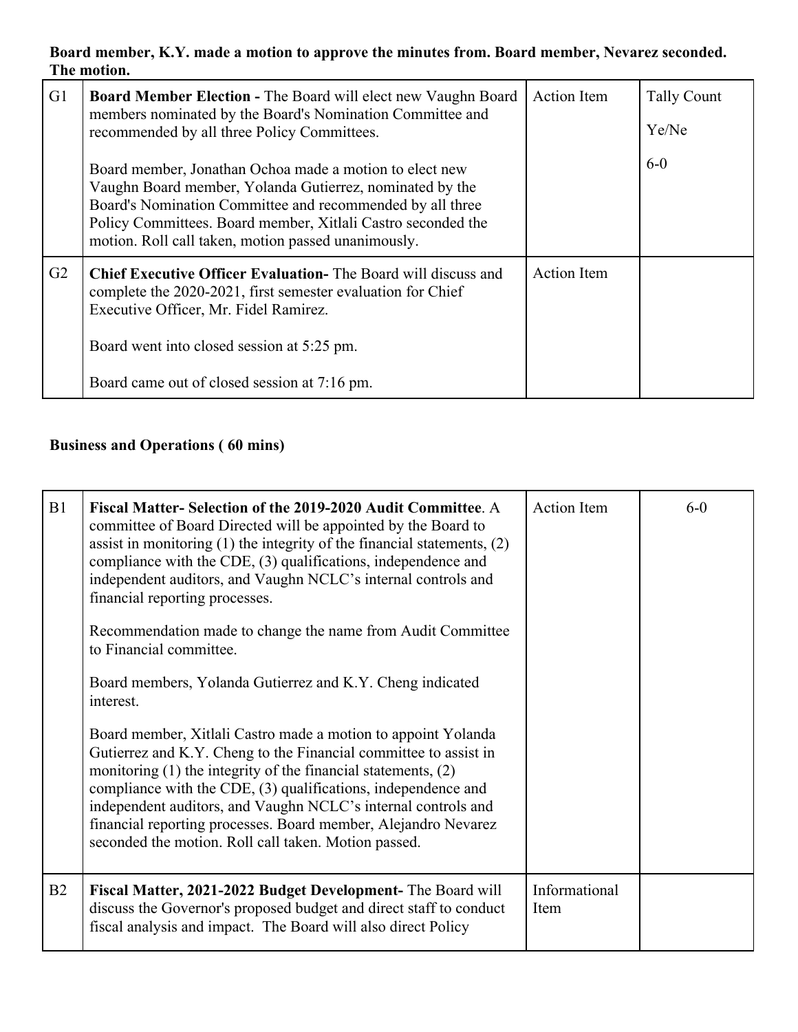**Board member, K.Y. made a motion to approve the minutes from. Board member, Nevarez seconded. The motion.**

| | | | |
|---|---|---|---|
| G1 | **Board Member Election -** The Board will elect new Vaughn Board members nominated by the Board's Nomination Committee and recommended by all three Policy Committees.<br><br>Board member, Jonathan Ochoa made a motion to elect new Vaughn Board member, Yolanda Gutierrez, nominated by the Board's Nomination Committee and recommended by all three Policy Committees. Board member, Xitlali Castro seconded the motion. Roll call taken, motion passed unanimously. | Action Item | Tally Count<br><br>Ye/Ne<br><br>6-0 |
| G2 | **Chief Executive Officer Evaluation-** The Board will discuss and complete the 2020-2021, first semester evaluation for Chief Executive Officer, Mr. Fidel Ramirez.<br><br>Board went into closed session at 5:25 pm.<br><br>Board came out of closed session at 7:16 pm. | Action Item | |

**Business and Operations ( 60 mins)**

| | | | |
|---|---|---|---|
| B1 | **Fiscal Matter- Selection of the 2019-2020 Audit Committee**. A committee of Board Directed will be appointed by the Board to assist in monitoring (1) the integrity of the financial statements, (2) compliance with the CDE, (3) qualifications, independence and independent auditors, and Vaughn NCLC's internal controls and financial reporting processes.<br><br>Recommendation made to change the name from Audit Committee to Financial committee.<br><br>Board members, Yolanda Gutierrez and K.Y. Cheng indicated interest.<br><br>Board member, Xitlali Castro made a motion to appoint Yolanda Gutierrez and K.Y. Cheng to the Financial committee to assist in monitoring (1) the integrity of the financial statements, (2) compliance with the CDE, (3) qualifications, independence and independent auditors, and Vaughn NCLC's internal controls and financial reporting processes. Board member, Alejandro Nevarez seconded the motion. Roll call taken. Motion passed. | Action Item | 6-0 |
| B2 | **Fiscal Matter, 2021-2022 Budget Development-** The Board will discuss the Governor's proposed budget and direct staff to conduct fiscal analysis and impact. The Board will also direct Policy | Informational Item | |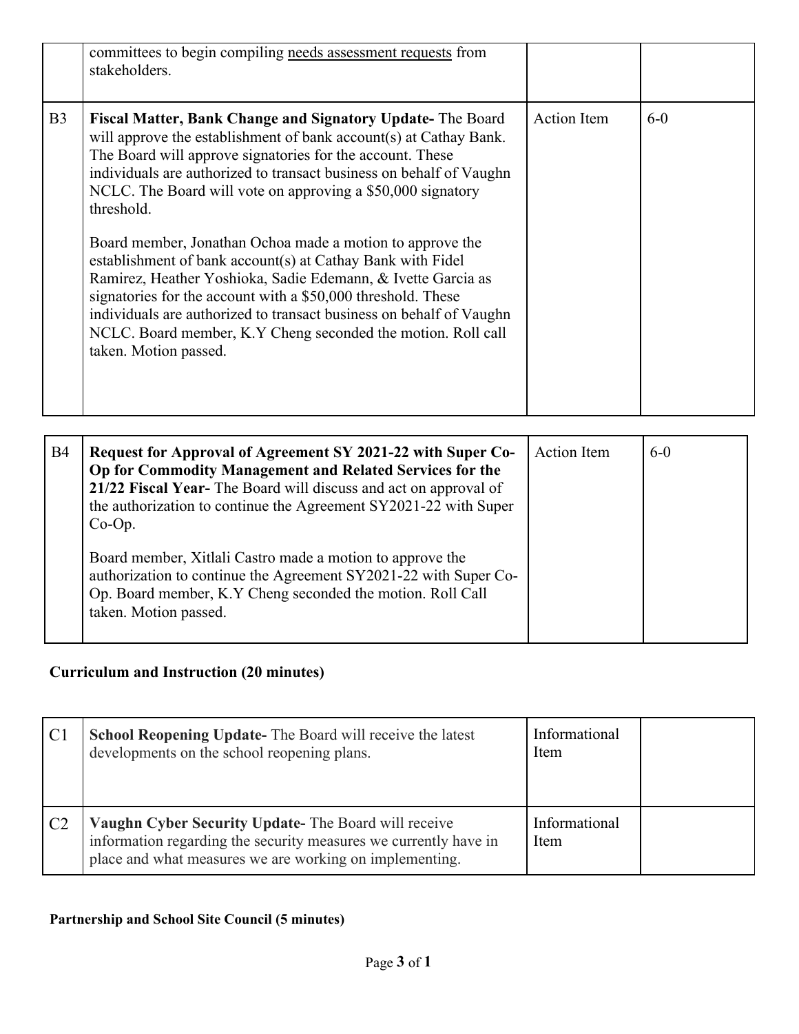| | | | |
|---|---|---|---|
| | committees to begin compiling needs assessment requests from stakeholders. | | |
| B3 | **Fiscal Matter, Bank Change and Signatory Update-** The Board will approve the establishment of bank account(s) at Cathay Bank. The Board will approve signatories for the account. These individuals are authorized to transact business on behalf of Vaughn NCLC. The Board will vote on approving a $50,000 signatory threshold.<br><br>Board member, Jonathan Ochoa made a motion to approve the establishment of bank account(s) at Cathay Bank with Fidel Ramirez, Heather Yoshioka, Sadie Edemann, & Ivette Garcia as signatories for the account with a $50,000 threshold. These individuals are authorized to transact business on behalf of Vaughn NCLC. Board member, K.Y Cheng seconded the motion. Roll call taken. Motion passed. | Action Item | 6-0 |

| | | | |
|---|---|---|---|
| B4 | **Request for Approval of Agreement SY 2021-22 with Super Co-Op for Commodity Management and Related Services for the 21/22 Fiscal Year-** The Board will discuss and act on approval of the authorization to continue the Agreement SY2021-22 with Super Co-Op.<br><br>Board member, Xitlali Castro made a motion to approve the authorization to continue the Agreement SY2021-22 with Super Co-Op. Board member, K.Y Cheng seconded the motion. Roll Call taken. Motion passed. | Action Item | 6-0 |

**Curriculum and Instruction (20 minutes)**

| | | | |
|---|---|---|---|
| C1 | **School Reopening Update-** The Board will receive the latest developments on the school reopening plans. | Informational Item | |
| C2 | **Vaughn Cyber Security Update-** The Board will receive information regarding the security measures we currently have in place and what measures we are working on implementing. | Informational Item | |

**Partnership and School Site Council (5 minutes)**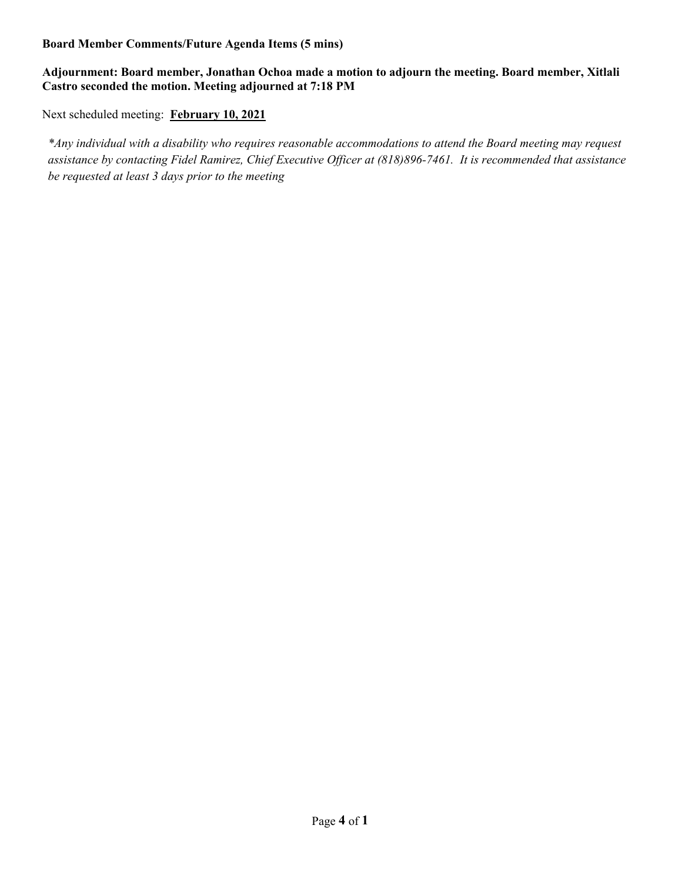**Board Member Comments/Future Agenda Items (5 mins)**

**Adjournment: Board member, Jonathan Ochoa made a motion to adjourn the meeting. Board member, Xitlali Castro seconded the motion. Meeting adjourned at 7:18 PM**

Next scheduled meeting: **February 10, 2021**

*\*Any individual with a disability who requires reasonable accommodations to attend the Board meeting may request assistance by contacting Fidel Ramirez, Chief Executive Officer at (818)896-7461. It is recommended that assistance be requested at least 3 days prior to the meeting*